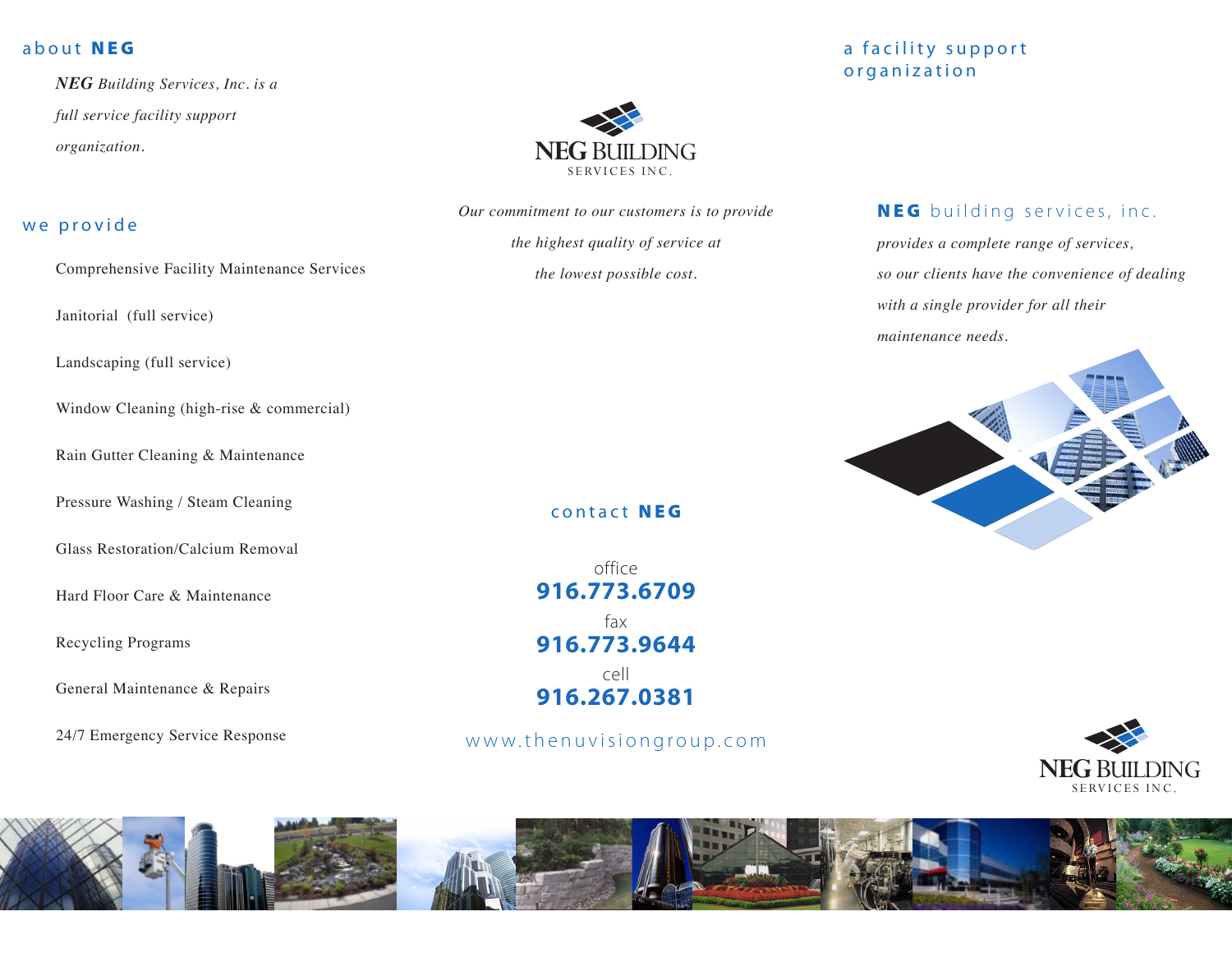## about **NEG**

***NEG** Building Services, Inc. is a full service facility support organization.*

## we provide

- Comprehensive Facility Maintenance Services
- Janitorial (full service)
- Landscaping (full service)
- Window Cleaning (high-rise & commercial)
- Rain Gutter Cleaning & Maintenance
- Pressure Washing / Steam Cleaning
- Glass Restoration/Calcium Removal
- Hard Floor Care & Maintenance
- Recycling Programs
- General Maintenance & Repairs
- 24/7 Emergency Service Response

NEG BUILDING
SERVICES INC.

*Our commitment to our customers is to provide the highest quality of service at the lowest possible cost.*

## contact **NEG**

office
**916.773.6709**

fax
**916.773.9644**

cell
**916.267.0381**

www.thenuvisiongroup.com

## a facility support organization

### **NEG** building services, inc.

*provides a complete range of services, so our clients have the convenience of dealing with a single provider for all their maintenance needs.*

NEG BUILDING
SERVICES INC.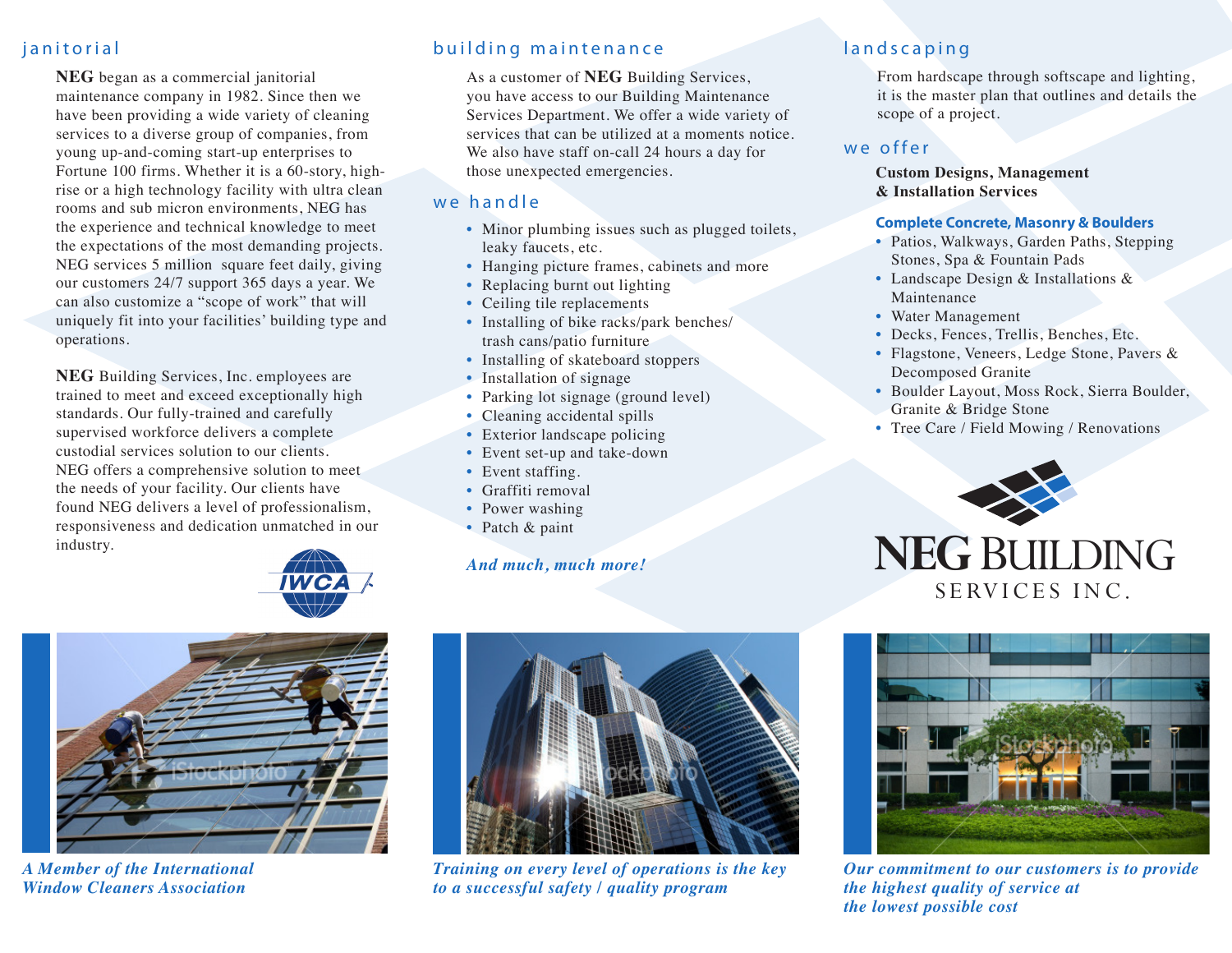## janitorial

**NEG** began as a commercial janitorial maintenance company in 1982. Since then we have been providing a wide variety of cleaning services to a diverse group of companies, from young up-and-coming start-up enterprises to Fortune 100 firms. Whether it is a 60-story, high-rise or a high technology facility with ultra clean rooms and sub micron environments, NEG has the experience and technical knowledge to meet the expectations of the most demanding projects. NEG services 5 million square feet daily, giving our customers 24/7 support 365 days a year. We can also customize a "scope of work" that will uniquely fit into your facilities' building type and operations.

**NEG** Building Services, Inc. employees are trained to meet and exceed exceptionally high standards. Our fully-trained and carefully supervised workforce delivers a complete custodial services solution to our clients. NEG offers a comprehensive solution to meet the needs of your facility. Our clients have found NEG delivers a level of professionalism, responsiveness and dedication unmatched in our industry.

IWCA

*A Member of the International Window Cleaners Association*

## building maintenance

As a customer of **NEG** Building Services, you have access to our Building Maintenance Services Department. We offer a wide variety of services that can be utilized at a moments notice. We also have staff on-call 24 hours a day for those unexpected emergencies.

## we handle

- Minor plumbing issues such as plugged toilets, leaky faucets, etc.
- Hanging picture frames, cabinets and more
- Replacing burnt out lighting
- Ceiling tile replacements
- Installing of bike racks/park benches/ trash cans/patio furniture
- Installing of skateboard stoppers
- Installation of signage
- Parking lot signage (ground level)
- Cleaning accidental spills
- Exterior landscape policing
- Event set-up and take-down
- Event staffing.
- Graffiti removal
- Power washing
- Patch & paint

***And much, much more!***

*Training on every level of operations is the key to a successful safety / quality program*

## landscaping

From hardscape through softscape and lighting, it is the master plan that outlines and details the scope of a project.

## we offer

**Custom Designs, Management & Installation Services**

**Complete Concrete, Masonry & Boulders**

- Patios, Walkways, Garden Paths, Stepping Stones, Spa & Fountain Pads
- Landscape Design & Installations & Maintenance
- Water Management
- Decks, Fences, Trellis, Benches, Etc.
- Flagstone, Veneers, Ledge Stone, Pavers & Decomposed Granite
- Boulder Layout, Moss Rock, Sierra Boulder, Granite & Bridge Stone
- Tree Care / Field Mowing / Renovations

NEG BUILDING SERVICES INC.

*Our commitment to our customers is to provide the highest quality of service at the lowest possible cost*